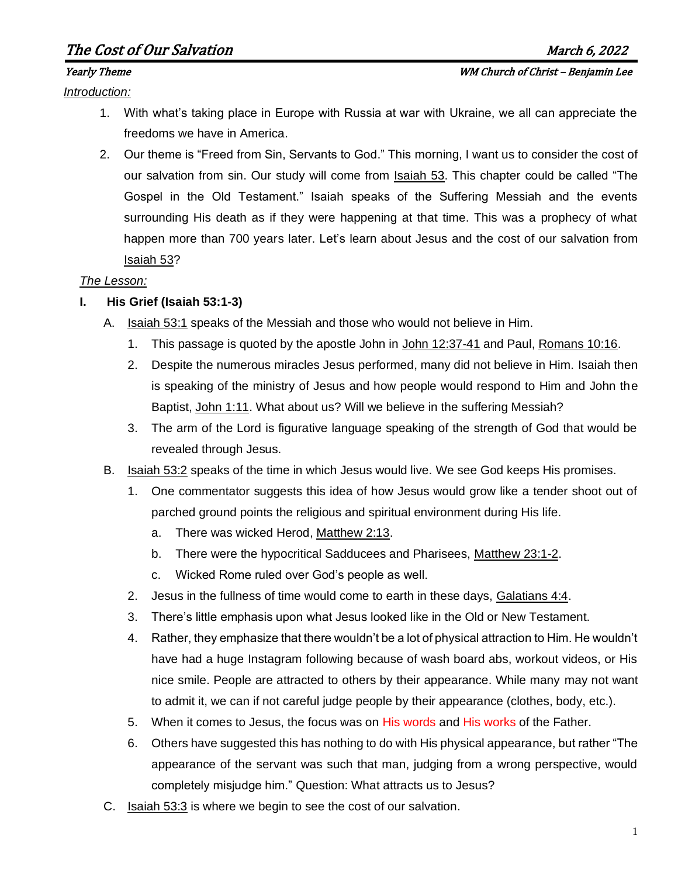# The Cost of Our Salvation

March 6, 2022

*Yearly Theme*

*WM Church of Christ – Benjamin Lee*

*Introduction:*

1. With what's taking place in Europe with Russia at war with Ukraine, we all can appreciate the freedoms we have in America.
2. Our theme is "Freed from Sin, Servants to God." This morning, I want us to consider the cost of our salvation from sin. Our study will come from Isaiah 53. This chapter could be called "The Gospel in the Old Testament." Isaiah speaks of the Suffering Messiah and the events surrounding His death as if they were happening at that time. This was a prophecy of what happen more than 700 years later. Let's learn about Jesus and the cost of our salvation from Isaiah 53?

*The Lesson:*

**I. His Grief (Isaiah 53:1-3)**

A. Isaiah 53:1 speaks of the Messiah and those who would not believe in Him.

1. This passage is quoted by the apostle John in John 12:37-41 and Paul, Romans 10:16.
2. Despite the numerous miracles Jesus performed, many did not believe in Him. Isaiah then is speaking of the ministry of Jesus and how people would respond to Him and John the Baptist, John 1:11. What about us? Will we believe in the suffering Messiah?
3. The arm of the Lord is figurative language speaking of the strength of God that would be revealed through Jesus.

B. Isaiah 53:2 speaks of the time in which Jesus would live. We see God keeps His promises.

1. One commentator suggests this idea of how Jesus would grow like a tender shoot out of parched ground points the religious and spiritual environment during His life.
   a. There was wicked Herod, Matthew 2:13.
   b. There were the hypocritical Sadducees and Pharisees, Matthew 23:1-2.
   c. Wicked Rome ruled over God's people as well.
2. Jesus in the fullness of time would come to earth in these days, Galatians 4:4.
3. There's little emphasis upon what Jesus looked like in the Old or New Testament.
4. Rather, they emphasize that there wouldn't be a lot of physical attraction to Him. He wouldn't have had a huge Instagram following because of wash board abs, workout videos, or His nice smile. People are attracted to others by their appearance. While many may not want to admit it, we can if not careful judge people by their appearance (clothes, body, etc.).
5. When it comes to Jesus, the focus was on His words and His works of the Father.
6. Others have suggested this has nothing to do with His physical appearance, but rather "The appearance of the servant was such that man, judging from a wrong perspective, would completely misjudge him." Question: What attracts us to Jesus?

C. Isaiah 53:3 is where we begin to see the cost of our salvation.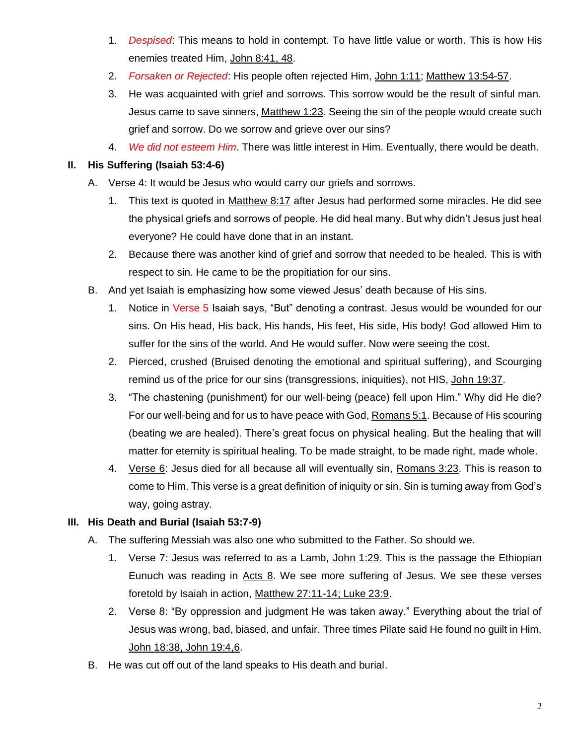1. *Despised*: This means to hold in contempt. To have little value or worth. This is how His enemies treated Him, John 8:41, 48.
2. *Forsaken or Rejected*: His people often rejected Him, John 1:11; Matthew 13:54-57.
3. He was acquainted with grief and sorrows. This sorrow would be the result of sinful man. Jesus came to save sinners, Matthew 1:23. Seeing the sin of the people would create such grief and sorrow. Do we sorrow and grieve over our sins?
4. *We did not esteem Him*. There was little interest in Him. Eventually, there would be death.

**II. His Suffering (Isaiah 53:4-6)**

A. Verse 4: It would be Jesus who would carry our griefs and sorrows.

1. This text is quoted in Matthew 8:17 after Jesus had performed some miracles. He did see the physical griefs and sorrows of people. He did heal many. But why didn't Jesus just heal everyone? He could have done that in an instant.
2. Because there was another kind of grief and sorrow that needed to be healed. This is with respect to sin. He came to be the propitiation for our sins.

B. And yet Isaiah is emphasizing how some viewed Jesus' death because of His sins.

1. Notice in Verse 5 Isaiah says, "But" denoting a contrast. Jesus would be wounded for our sins. On His head, His back, His hands, His feet, His side, His body! God allowed Him to suffer for the sins of the world. And He would suffer. Now were seeing the cost.
2. Pierced, crushed (Bruised denoting the emotional and spiritual suffering), and Scourging remind us of the price for our sins (transgressions, iniquities), not HIS, John 19:37.
3. "The chastening (punishment) for our well-being (peace) fell upon Him." Why did He die? For our well-being and for us to have peace with God, Romans 5:1. Because of His scouring (beating we are healed). There's great focus on physical healing. But the healing that will matter for eternity is spiritual healing. To be made straight, to be made right, made whole.
4. Verse 6: Jesus died for all because all will eventually sin, Romans 3:23. This is reason to come to Him. This verse is a great definition of iniquity or sin. Sin is turning away from God's way, going astray.

**III. His Death and Burial (Isaiah 53:7-9)**

A. The suffering Messiah was also one who submitted to the Father. So should we.

1. Verse 7: Jesus was referred to as a Lamb, John 1:29. This is the passage the Ethiopian Eunuch was reading in Acts 8. We see more suffering of Jesus. We see these verses foretold by Isaiah in action, Matthew 27:11-14; Luke 23:9.
2. Verse 8: "By oppression and judgment He was taken away." Everything about the trial of Jesus was wrong, bad, biased, and unfair. Three times Pilate said He found no guilt in Him, John 18:38, John 19:4,6.

B. He was cut off out of the land speaks to His death and burial.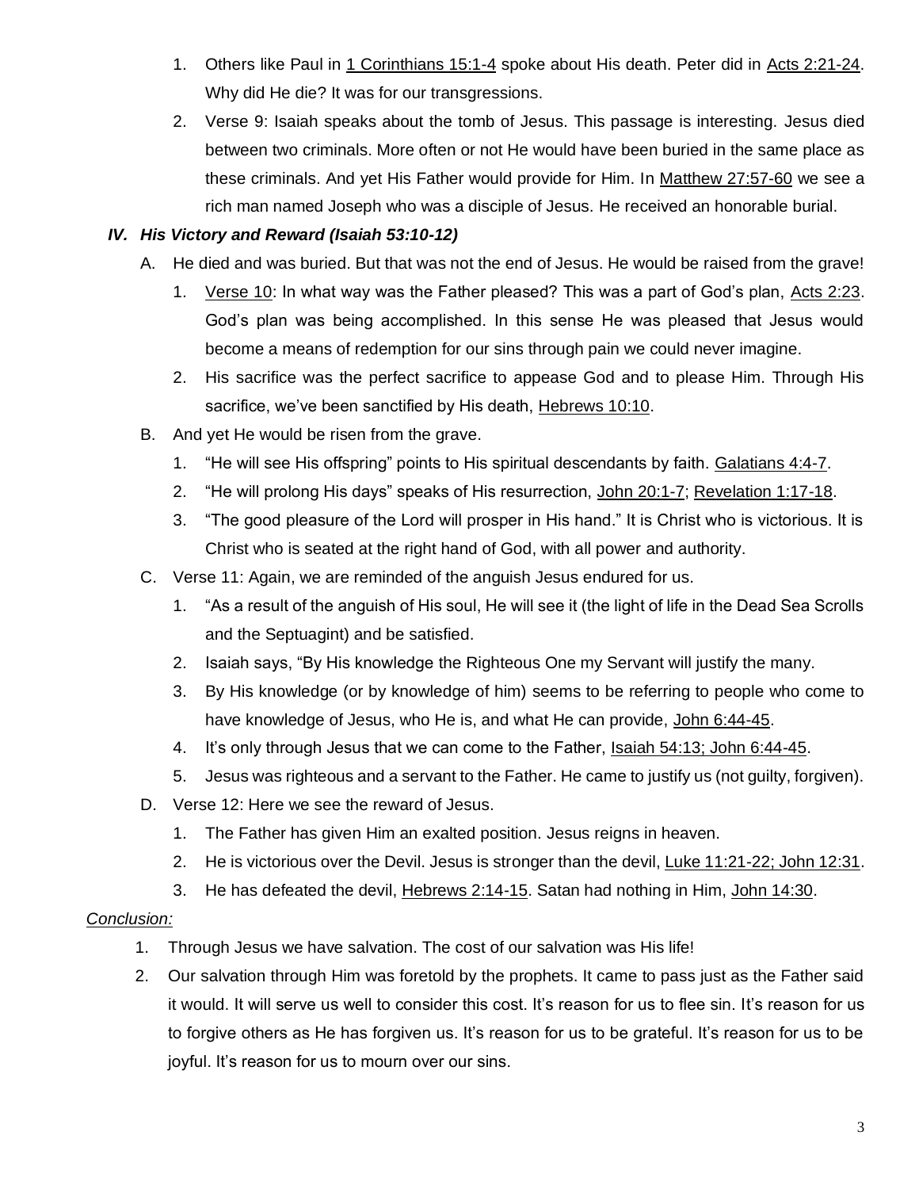1. Others like Paul in 1 Corinthians 15:1-4 spoke about His death. Peter did in Acts 2:21-24. Why did He die? It was for our transgressions.
2. Verse 9: Isaiah speaks about the tomb of Jesus. This passage is interesting. Jesus died between two criminals. More often or not He would have been buried in the same place as these criminals. And yet His Father would provide for Him. In Matthew 27:57-60 we see a rich man named Joseph who was a disciple of Jesus. He received an honorable burial.

### *IV. His Victory and Reward (Isaiah 53:10-12)*

A. He died and was buried. But that was not the end of Jesus. He would be raised from the grave!
   1. Verse 10: In what way was the Father pleased? This was a part of God's plan, Acts 2:23. God's plan was being accomplished. In this sense He was pleased that Jesus would become a means of redemption for our sins through pain we could never imagine.
   2. His sacrifice was the perfect sacrifice to appease God and to please Him. Through His sacrifice, we've been sanctified by His death, Hebrews 10:10.

B. And yet He would be risen from the grave.
   1. "He will see His offspring" points to His spiritual descendants by faith. Galatians 4:4-7.
   2. "He will prolong His days" speaks of His resurrection, John 20:1-7; Revelation 1:17-18.
   3. "The good pleasure of the Lord will prosper in His hand." It is Christ who is victorious. It is Christ who is seated at the right hand of God, with all power and authority.

C. Verse 11: Again, we are reminded of the anguish Jesus endured for us.
   1. "As a result of the anguish of His soul, He will see it (the light of life in the Dead Sea Scrolls and the Septuagint) and be satisfied.
   2. Isaiah says, "By His knowledge the Righteous One my Servant will justify the many.
   3. By His knowledge (or by knowledge of him) seems to be referring to people who come to have knowledge of Jesus, who He is, and what He can provide, John 6:44-45.
   4. It's only through Jesus that we can come to the Father, Isaiah 54:13; John 6:44-45.
   5. Jesus was righteous and a servant to the Father. He came to justify us (not guilty, forgiven).

D. Verse 12: Here we see the reward of Jesus.
   1. The Father has given Him an exalted position. Jesus reigns in heaven.
   2. He is victorious over the Devil. Jesus is stronger than the devil, Luke 11:21-22; John 12:31.
   3. He has defeated the devil, Hebrews 2:14-15. Satan had nothing in Him, John 14:30.

*Conclusion:*

1. Through Jesus we have salvation. The cost of our salvation was His life!
2. Our salvation through Him was foretold by the prophets. It came to pass just as the Father said it would. It will serve us well to consider this cost. It's reason for us to flee sin. It's reason for us to forgive others as He has forgiven us. It's reason for us to be grateful. It's reason for us to be joyful. It's reason for us to mourn over our sins.